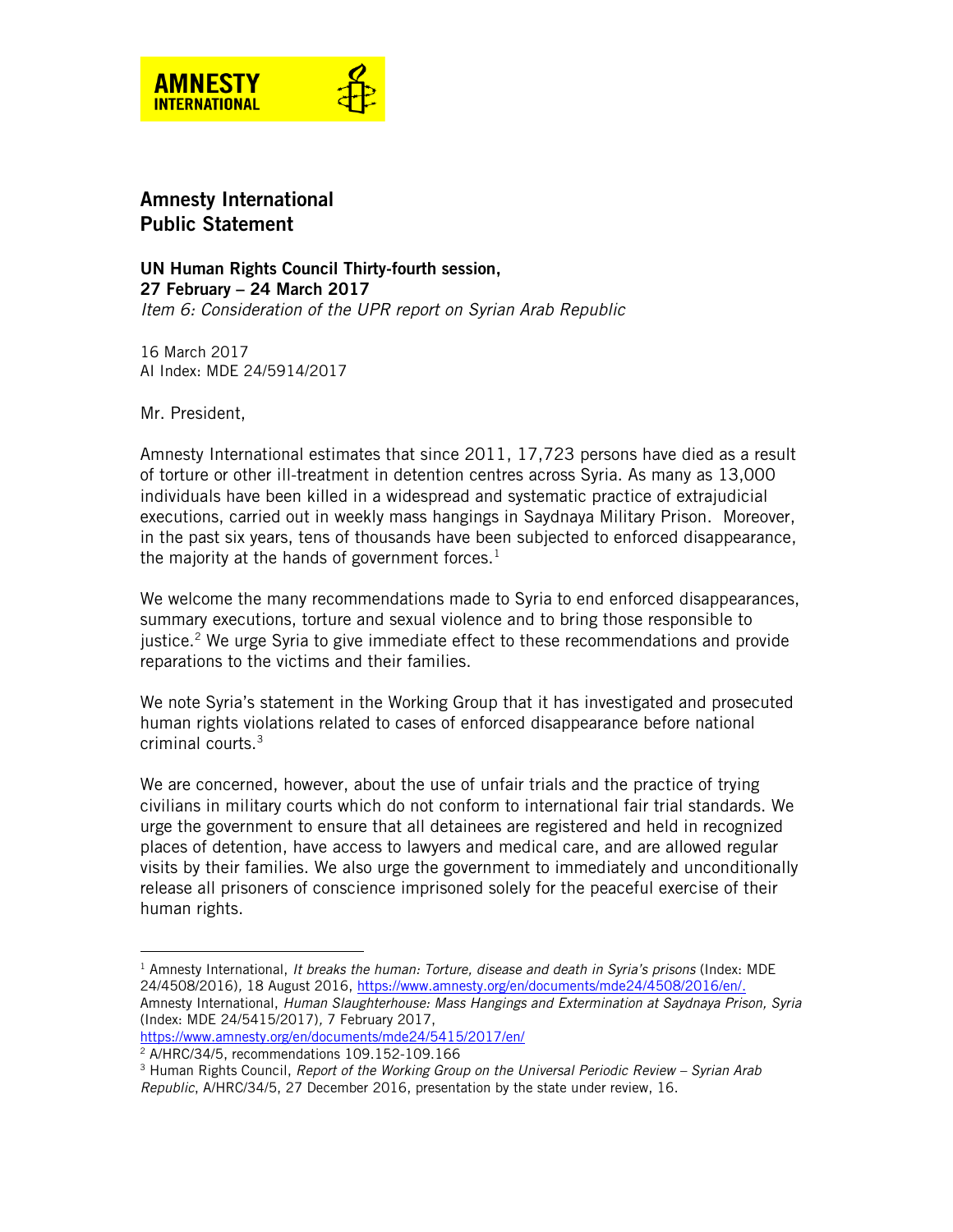AMNESTY INTERNATIONAL

# Amnesty International Public Statement

**UN Human Rights Council Thirty-fourth session, 27 February – 24 March 2017**
*Item 6: Consideration of the UPR report on Syrian Arab Republic*

16 March 2017
AI Index: MDE 24/5914/2017

Mr. President,

Amnesty International estimates that since 2011, 17,723 persons have died as a result of torture or other ill-treatment in detention centres across Syria. As many as 13,000 individuals have been killed in a widespread and systematic practice of extrajudicial executions, carried out in weekly mass hangings in Saydnaya Military Prison. Moreover, in the past six years, tens of thousands have been subjected to enforced disappearance, the majority at the hands of government forces.[1]

We welcome the many recommendations made to Syria to end enforced disappearances, summary executions, torture and sexual violence and to bring those responsible to justice.[2] We urge Syria to give immediate effect to these recommendations and provide reparations to the victims and their families.

We note Syria's statement in the Working Group that it has investigated and prosecuted human rights violations related to cases of enforced disappearance before national criminal courts.[3]

We are concerned, however, about the use of unfair trials and the practice of trying civilians in military courts which do not conform to international fair trial standards. We urge the government to ensure that all detainees are registered and held in recognized places of detention, have access to lawyers and medical care, and are allowed regular visits by their families. We also urge the government to immediately and unconditionally release all prisoners of conscience imprisoned solely for the peaceful exercise of their human rights.

---

[1] Amnesty International, *It breaks the human: Torture, disease and death in Syria's prisons* (Index: MDE 24/4508/2016), 18 August 2016, https://www.amnesty.org/en/documents/mde24/4508/2016/en/.
Amnesty International, *Human Slaughterhouse: Mass Hangings and Extermination at Saydnaya Prison, Syria* (Index: MDE 24/5415/2017), 7 February 2017, https://www.amnesty.org/en/documents/mde24/5415/2017/en/

[2] A/HRC/34/5, recommendations 109.152-109.166

[3] Human Rights Council, *Report of the Working Group on the Universal Periodic Review – Syrian Arab Republic*, A/HRC/34/5, 27 December 2016, presentation by the state under review, 16.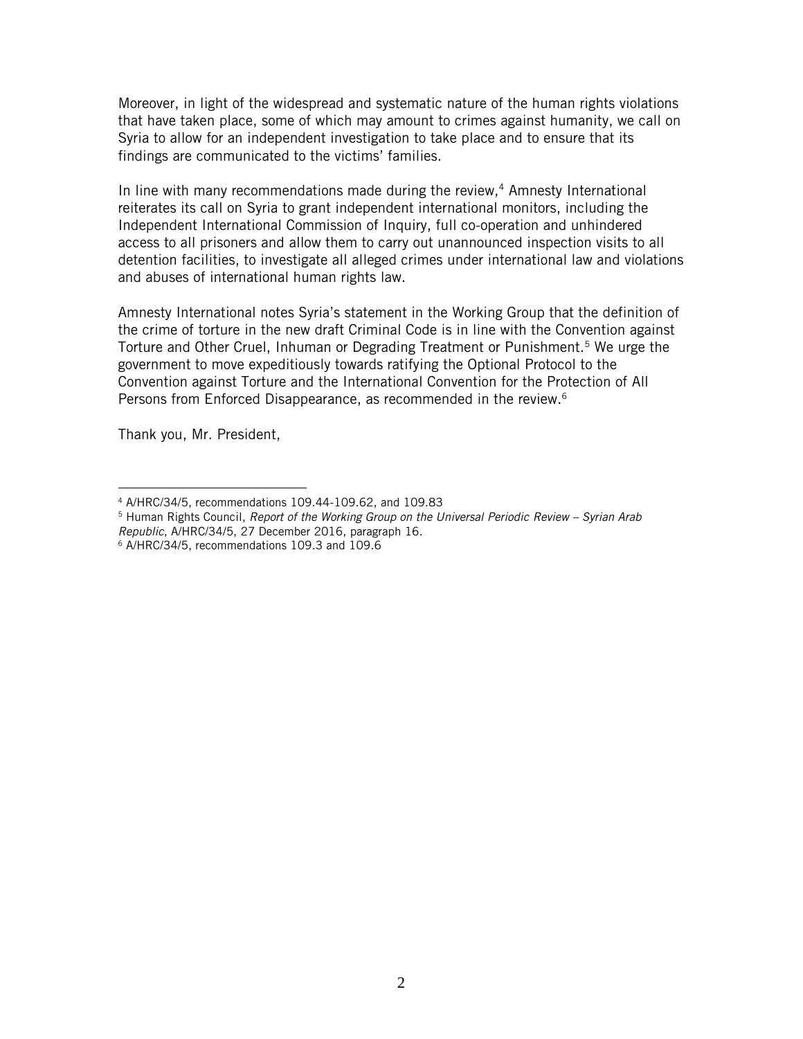Moreover, in light of the widespread and systematic nature of the human rights violations that have taken place, some of which may amount to crimes against humanity, we call on Syria to allow for an independent investigation to take place and to ensure that its findings are communicated to the victims' families.

In line with many recommendations made during the review,[4] Amnesty International reiterates its call on Syria to grant independent international monitors, including the Independent International Commission of Inquiry, full co-operation and unhindered access to all prisoners and allow them to carry out unannounced inspection visits to all detention facilities, to investigate all alleged crimes under international law and violations and abuses of international human rights law.

Amnesty International notes Syria's statement in the Working Group that the definition of the crime of torture in the new draft Criminal Code is in line with the Convention against Torture and Other Cruel, Inhuman or Degrading Treatment or Punishment.[5] We urge the government to move expeditiously towards ratifying the Optional Protocol to the Convention against Torture and the International Convention for the Protection of All Persons from Enforced Disappearance, as recommended in the review.[6]

Thank you, Mr. President,

---

[4] A/HRC/34/5, recommendations 109.44-109.62, and 109.83

[5] Human Rights Council, *Report of the Working Group on the Universal Periodic Review – Syrian Arab Republic*, A/HRC/34/5, 27 December 2016, paragraph 16.

[6] A/HRC/34/5, recommendations 109.3 and 109.6